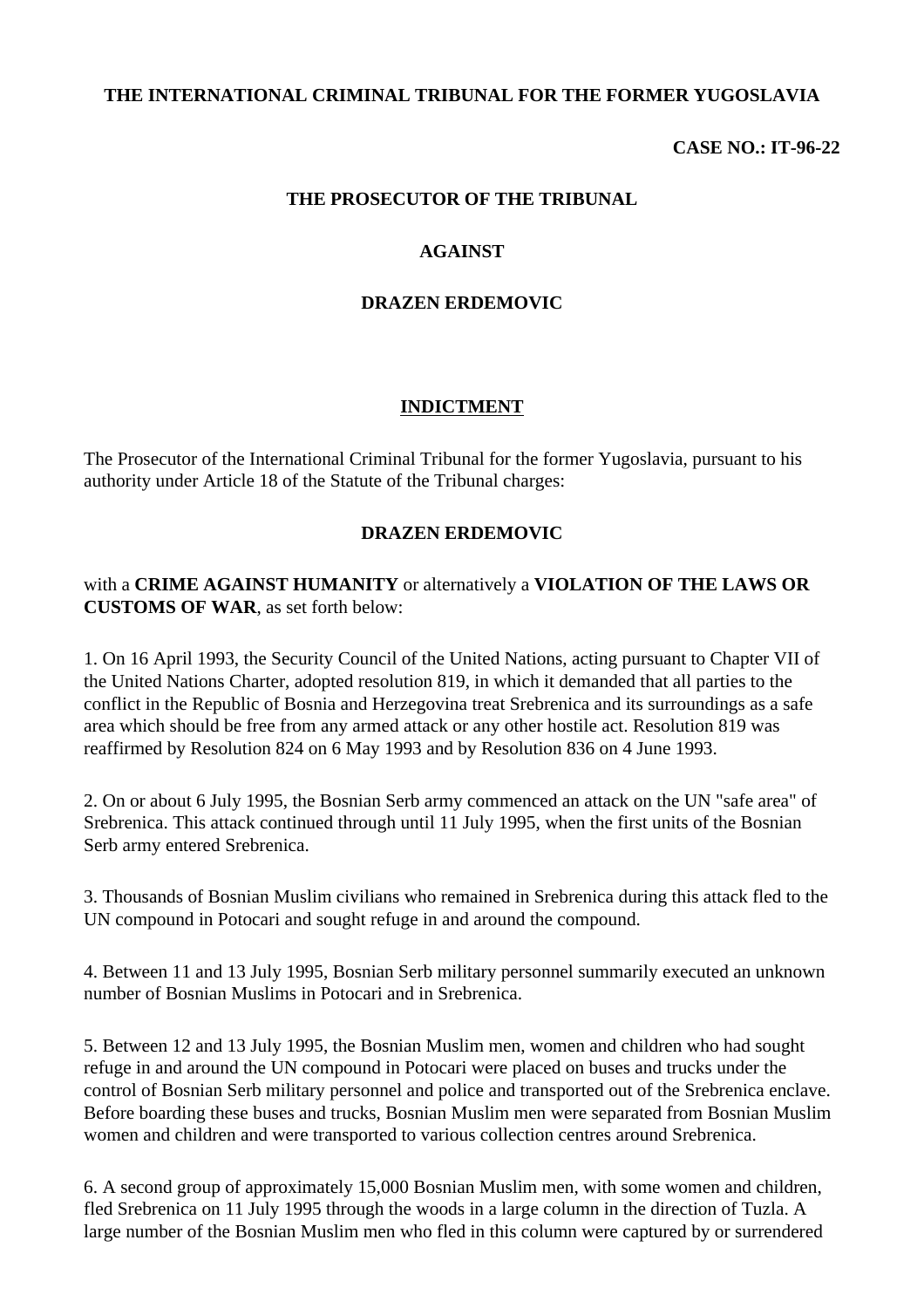**THE INTERNATIONAL CRIMINAL TRIBUNAL FOR THE FORMER YUGOSLAVIA**

**CASE NO.: IT-96-22**

**THE PROSECUTOR OF THE TRIBUNAL**

**AGAINST**

**DRAZEN ERDEMOVIC**

# INDICTMENT

The Prosecutor of the International Criminal Tribunal for the former Yugoslavia, pursuant to his authority under Article 18 of the Statute of the Tribunal charges:

**DRAZEN ERDEMOVIC**

with a **CRIME AGAINST HUMANITY** or alternatively a **VIOLATION OF THE LAWS OR CUSTOMS OF WAR**, as set forth below:

1. On 16 April 1993, the Security Council of the United Nations, acting pursuant to Chapter VII of the United Nations Charter, adopted resolution 819, in which it demanded that all parties to the conflict in the Republic of Bosnia and Herzegovina treat Srebrenica and its surroundings as a safe area which should be free from any armed attack or any other hostile act. Resolution 819 was reaffirmed by Resolution 824 on 6 May 1993 and by Resolution 836 on 4 June 1993.

2. On or about 6 July 1995, the Bosnian Serb army commenced an attack on the UN "safe area" of Srebrenica. This attack continued through until 11 July 1995, when the first units of the Bosnian Serb army entered Srebrenica.

3. Thousands of Bosnian Muslim civilians who remained in Srebrenica during this attack fled to the UN compound in Potocari and sought refuge in and around the compound.

4. Between 11 and 13 July 1995, Bosnian Serb military personnel summarily executed an unknown number of Bosnian Muslims in Potocari and in Srebrenica.

5. Between 12 and 13 July 1995, the Bosnian Muslim men, women and children who had sought refuge in and around the UN compound in Potocari were placed on buses and trucks under the control of Bosnian Serb military personnel and police and transported out of the Srebrenica enclave. Before boarding these buses and trucks, Bosnian Muslim men were separated from Bosnian Muslim women and children and were transported to various collection centres around Srebrenica.

6. A second group of approximately 15,000 Bosnian Muslim men, with some women and children, fled Srebrenica on 11 July 1995 through the woods in a large column in the direction of Tuzla. A large number of the Bosnian Muslim men who fled in this column were captured by or surrendered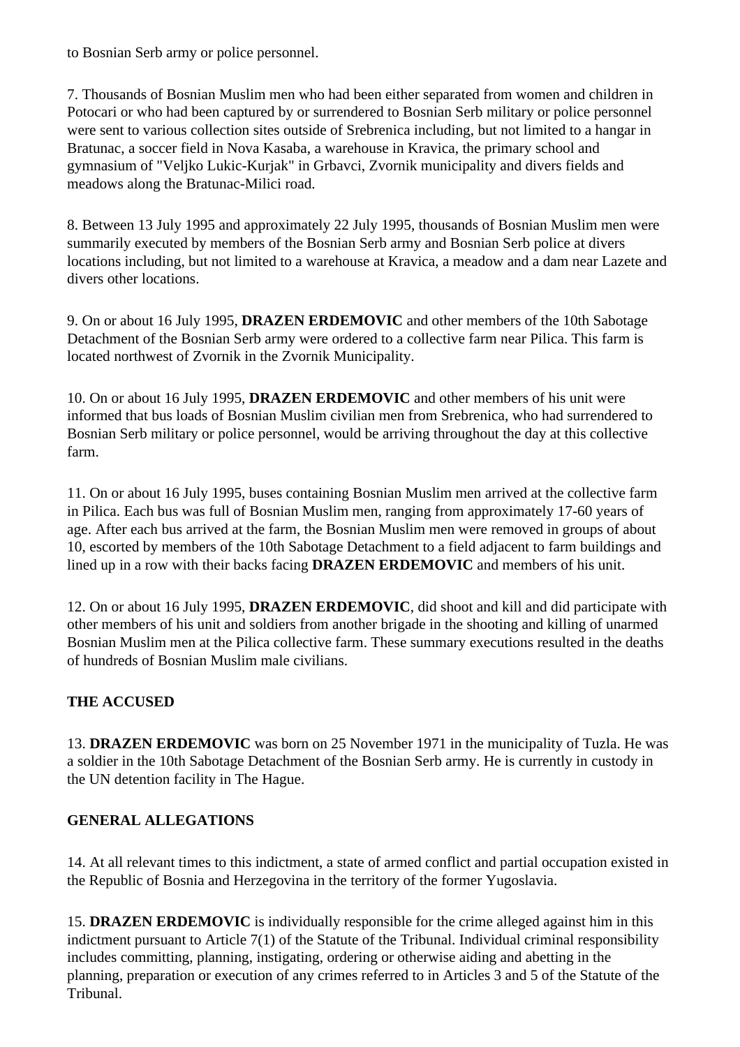to Bosnian Serb army or police personnel.

7. Thousands of Bosnian Muslim men who had been either separated from women and children in Potocari or who had been captured by or surrendered to Bosnian Serb military or police personnel were sent to various collection sites outside of Srebrenica including, but not limited to a hangar in Bratunac, a soccer field in Nova Kasaba, a warehouse in Kravica, the primary school and gymnasium of "Veljko Lukic-Kurjak" in Grbavci, Zvornik municipality and divers fields and meadows along the Bratunac-Milici road.

8. Between 13 July 1995 and approximately 22 July 1995, thousands of Bosnian Muslim men were summarily executed by members of the Bosnian Serb army and Bosnian Serb police at divers locations including, but not limited to a warehouse at Kravica, a meadow and a dam near Lazete and divers other locations.

9. On or about 16 July 1995, **DRAZEN ERDEMOVIC** and other members of the 10th Sabotage Detachment of the Bosnian Serb army were ordered to a collective farm near Pilica. This farm is located northwest of Zvornik in the Zvornik Municipality.

10. On or about 16 July 1995, **DRAZEN ERDEMOVIC** and other members of his unit were informed that bus loads of Bosnian Muslim civilian men from Srebrenica, who had surrendered to Bosnian Serb military or police personnel, would be arriving throughout the day at this collective farm.

11. On or about 16 July 1995, buses containing Bosnian Muslim men arrived at the collective farm in Pilica. Each bus was full of Bosnian Muslim men, ranging from approximately 17-60 years of age. After each bus arrived at the farm, the Bosnian Muslim men were removed in groups of about 10, escorted by members of the 10th Sabotage Detachment to a field adjacent to farm buildings and lined up in a row with their backs facing **DRAZEN ERDEMOVIC** and members of his unit.

12. On or about 16 July 1995, **DRAZEN ERDEMOVIC**, did shoot and kill and did participate with other members of his unit and soldiers from another brigade in the shooting and killing of unarmed Bosnian Muslim men at the Pilica collective farm. These summary executions resulted in the deaths of hundreds of Bosnian Muslim male civilians.

## THE ACCUSED

13. **DRAZEN ERDEMOVIC** was born on 25 November 1971 in the municipality of Tuzla. He was a soldier in the 10th Sabotage Detachment of the Bosnian Serb army. He is currently in custody in the UN detention facility in The Hague.

## GENERAL ALLEGATIONS

14. At all relevant times to this indictment, a state of armed conflict and partial occupation existed in the Republic of Bosnia and Herzegovina in the territory of the former Yugoslavia.

15. **DRAZEN ERDEMOVIC** is individually responsible for the crime alleged against him in this indictment pursuant to Article 7(1) of the Statute of the Tribunal. Individual criminal responsibility includes committing, planning, instigating, ordering or otherwise aiding and abetting in the planning, preparation or execution of any crimes referred to in Articles 3 and 5 of the Statute of the Tribunal.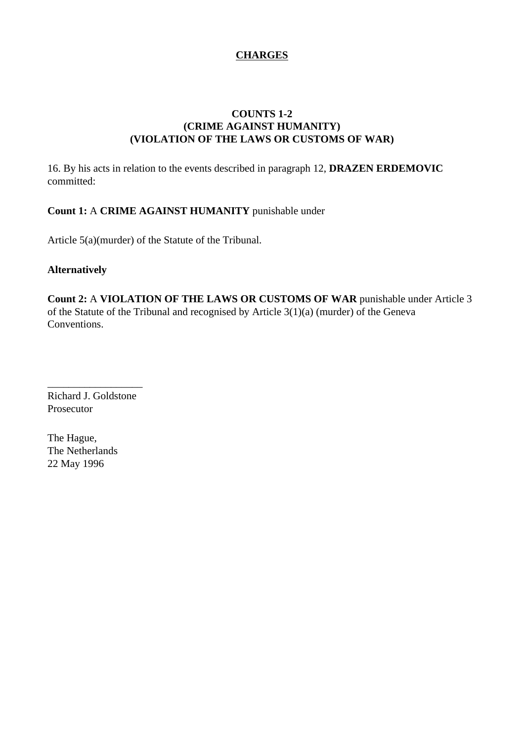## CHARGES

### COUNTS 1-2
### (CRIME AGAINST HUMANITY)
### (VIOLATION OF THE LAWS OR CUSTOMS OF WAR)

16. By his acts in relation to the events described in paragraph 12, **DRAZEN ERDEMOVIC** committed:

**Count 1:** A **CRIME AGAINST HUMANITY** punishable under

Article 5(a)(murder) of the Statute of the Tribunal.

**Alternatively**

**Count 2:** A **VIOLATION OF THE LAWS OR CUSTOMS OF WAR** punishable under Article 3 of the Statute of the Tribunal and recognised by Article 3(1)(a) (murder) of the Geneva Conventions.

_________________
Richard J. Goldstone
Prosecutor

The Hague,
The Netherlands
22 May 1996